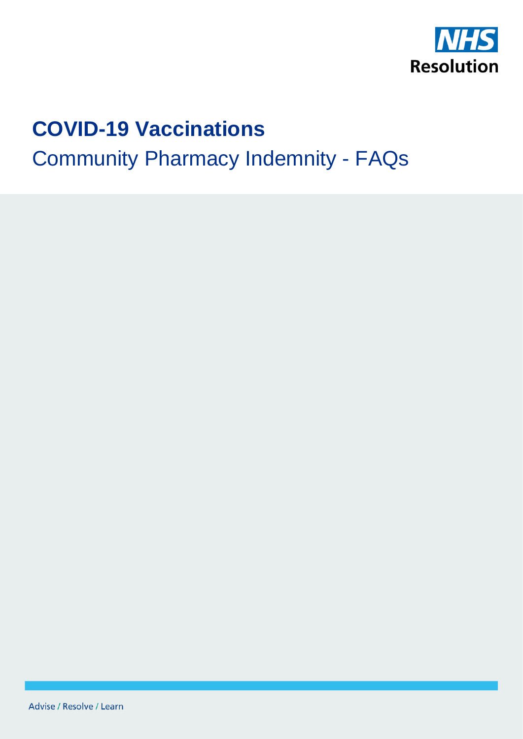NHS Resolution

# COVID-19 Vaccinations

## Community Pharmacy Indemnity - FAQs

Advise / Resolve / Learn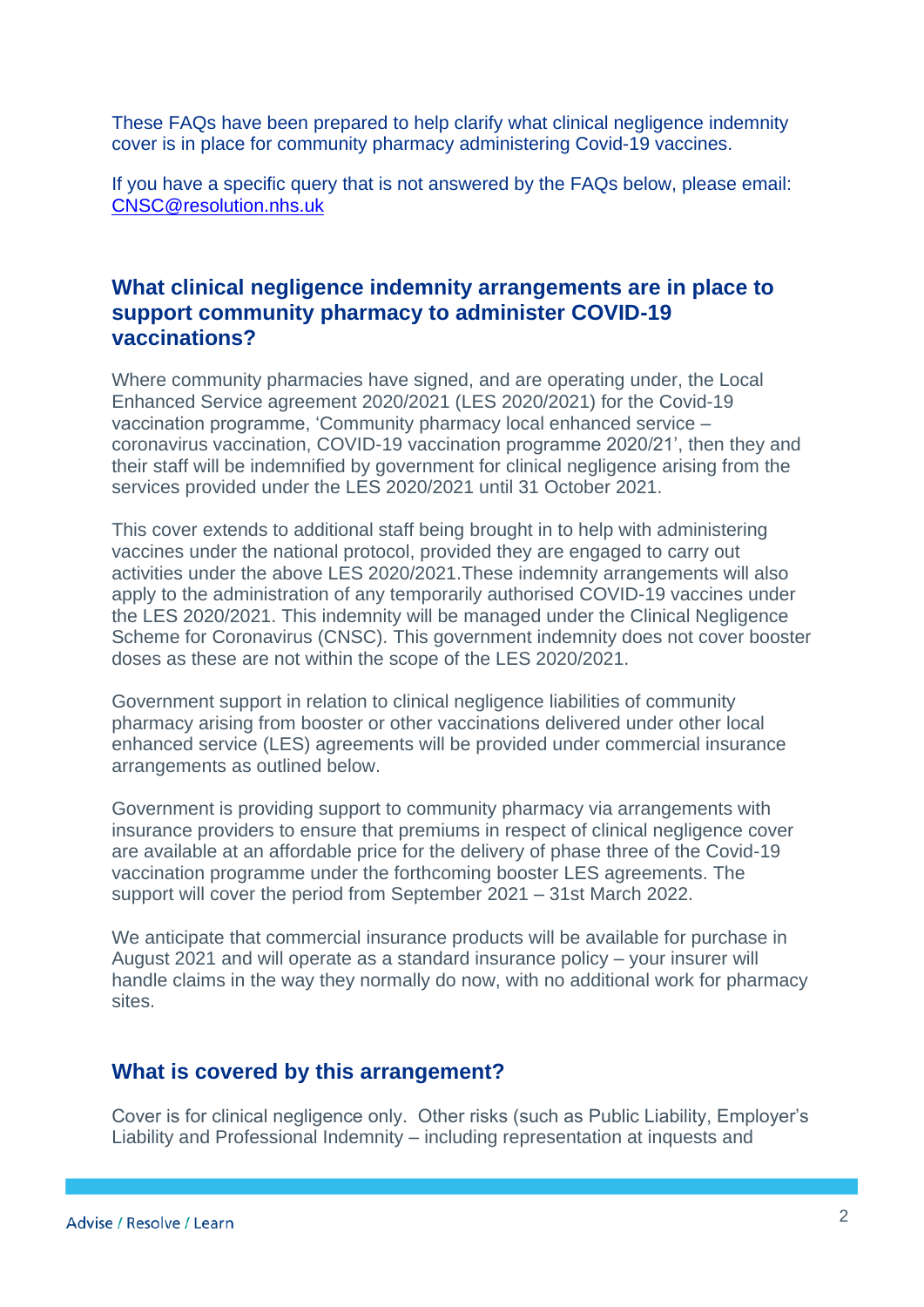These FAQs have been prepared to help clarify what clinical negligence indemnity cover is in place for community pharmacy administering Covid-19 vaccines.

If you have a specific query that is not answered by the FAQs below, please email: [CNSC@resolution.nhs.uk](mailto:CNSC@resolution.nhs.uk)

## What clinical negligence indemnity arrangements are in place to support community pharmacy to administer COVID-19 vaccinations?

Where community pharmacies have signed, and are operating under, the Local Enhanced Service agreement 2020/2021 (LES 2020/2021) for the Covid-19 vaccination programme, 'Community pharmacy local enhanced service – coronavirus vaccination, COVID-19 vaccination programme 2020/21', then they and their staff will be indemnified by government for clinical negligence arising from the services provided under the LES 2020/2021 until 31 October 2021.

This cover extends to additional staff being brought in to help with administering vaccines under the national protocol, provided they are engaged to carry out activities under the above LES 2020/2021.These indemnity arrangements will also apply to the administration of any temporarily authorised COVID-19 vaccines under the LES 2020/2021. This indemnity will be managed under the Clinical Negligence Scheme for Coronavirus (CNSC). This government indemnity does not cover booster doses as these are not within the scope of the LES 2020/2021.

Government support in relation to clinical negligence liabilities of community pharmacy arising from booster or other vaccinations delivered under other local enhanced service (LES) agreements will be provided under commercial insurance arrangements as outlined below.

Government is providing support to community pharmacy via arrangements with insurance providers to ensure that premiums in respect of clinical negligence cover are available at an affordable price for the delivery of phase three of the Covid-19 vaccination programme under the forthcoming booster LES agreements. The support will cover the period from September 2021 – 31st March 2022.

We anticipate that commercial insurance products will be available for purchase in August 2021 and will operate as a standard insurance policy – your insurer will handle claims in the way they normally do now, with no additional work for pharmacy sites.

## What is covered by this arrangement?

Cover is for clinical negligence only. Other risks (such as Public Liability, Employer's Liability and Professional Indemnity – including representation at inquests and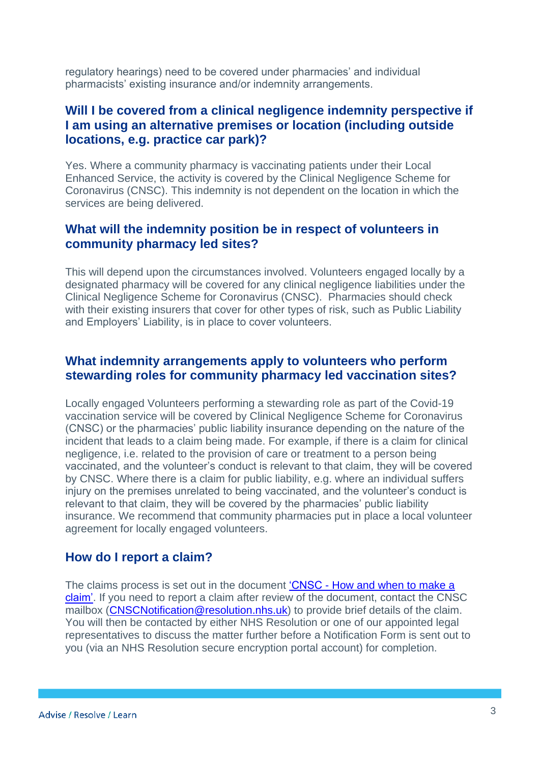regulatory hearings) need to be covered under pharmacies' and individual pharmacists' existing insurance and/or indemnity arrangements.

## Will I be covered from a clinical negligence indemnity perspective if I am using an alternative premises or location (including outside locations, e.g. practice car park)?

Yes. Where a community pharmacy is vaccinating patients under their Local Enhanced Service, the activity is covered by the Clinical Negligence Scheme for Coronavirus (CNSC). This indemnity is not dependent on the location in which the services are being delivered.

## What will the indemnity position be in respect of volunteers in community pharmacy led sites?

This will depend upon the circumstances involved. Volunteers engaged locally by a designated pharmacy will be covered for any clinical negligence liabilities under the Clinical Negligence Scheme for Coronavirus (CNSC). Pharmacies should check with their existing insurers that cover for other types of risk, such as Public Liability and Employers' Liability, is in place to cover volunteers.

## What indemnity arrangements apply to volunteers who perform stewarding roles for community pharmacy led vaccination sites?

Locally engaged Volunteers performing a stewarding role as part of the Covid-19 vaccination service will be covered by Clinical Negligence Scheme for Coronavirus (CNSC) or the pharmacies' public liability insurance depending on the nature of the incident that leads to a claim being made. For example, if there is a claim for clinical negligence, i.e. related to the provision of care or treatment to a person being vaccinated, and the volunteer's conduct is relevant to that claim, they will be covered by CNSC. Where there is a claim for public liability, e.g. where an individual suffers injury on the premises unrelated to being vaccinated, and the volunteer's conduct is relevant to that claim, they will be covered by the pharmacies' public liability insurance. We recommend that community pharmacies put in place a local volunteer agreement for locally engaged volunteers.

## How do I report a claim?

The claims process is set out in the document 'CNSC - How and when to make a claim'. If you need to report a claim after review of the document, contact the CNSC mailbox (CNSCNotification@resolution.nhs.uk) to provide brief details of the claim. You will then be contacted by either NHS Resolution or one of our appointed legal representatives to discuss the matter further before a Notification Form is sent out to you (via an NHS Resolution secure encryption portal account) for completion.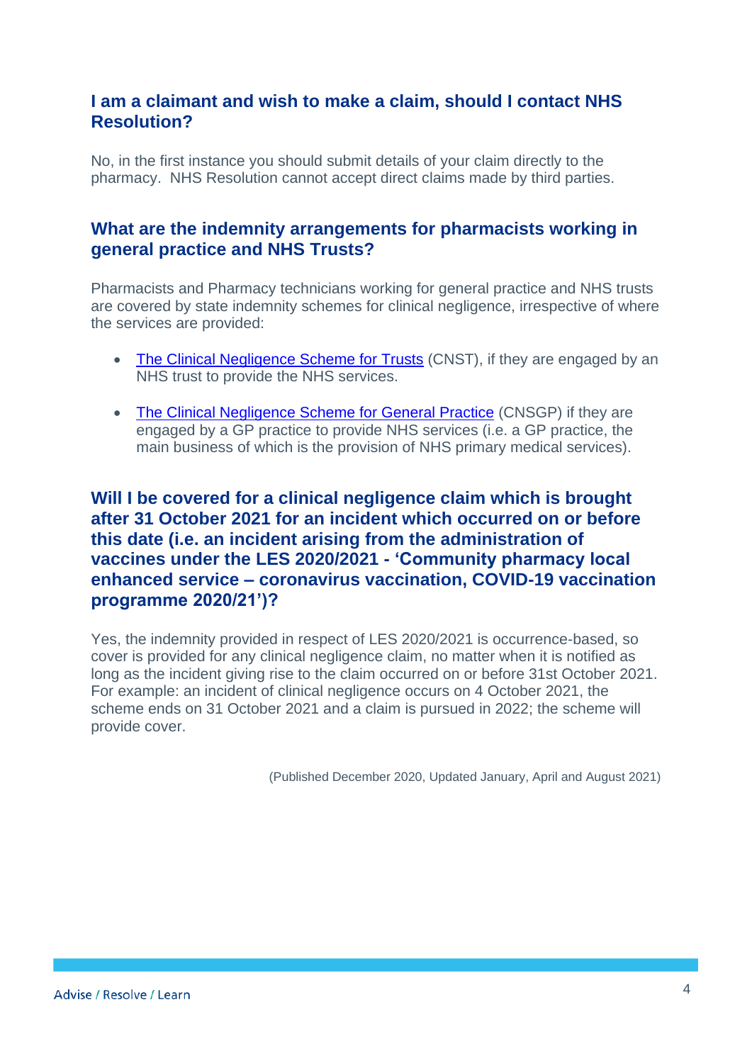## I am a claimant and wish to make a claim, should I contact NHS Resolution?

No, in the first instance you should submit details of your claim directly to the pharmacy. NHS Resolution cannot accept direct claims made by third parties.

## What are the indemnity arrangements for pharmacists working in general practice and NHS Trusts?

Pharmacists and Pharmacy technicians working for general practice and NHS trusts are covered by state indemnity schemes for clinical negligence, irrespective of where the services are provided:

- The Clinical Negligence Scheme for Trusts (CNST), if they are engaged by an NHS trust to provide the NHS services.
- The Clinical Negligence Scheme for General Practice (CNSGP) if they are engaged by a GP practice to provide NHS services (i.e. a GP practice, the main business of which is the provision of NHS primary medical services).

## Will I be covered for a clinical negligence claim which is brought after 31 October 2021 for an incident which occurred on or before this date (i.e. an incident arising from the administration of vaccines under the LES 2020/2021 - 'Community pharmacy local enhanced service – coronavirus vaccination, COVID-19 vaccination programme 2020/21')?

Yes, the indemnity provided in respect of LES 2020/2021 is occurrence-based, so cover is provided for any clinical negligence claim, no matter when it is notified as long as the incident giving rise to the claim occurred on or before 31st October 2021. For example: an incident of clinical negligence occurs on 4 October 2021, the scheme ends on 31 October 2021 and a claim is pursued in 2022; the scheme will provide cover.

(Published December 2020, Updated January, April and August 2021)

Advise / Resolve / Learn